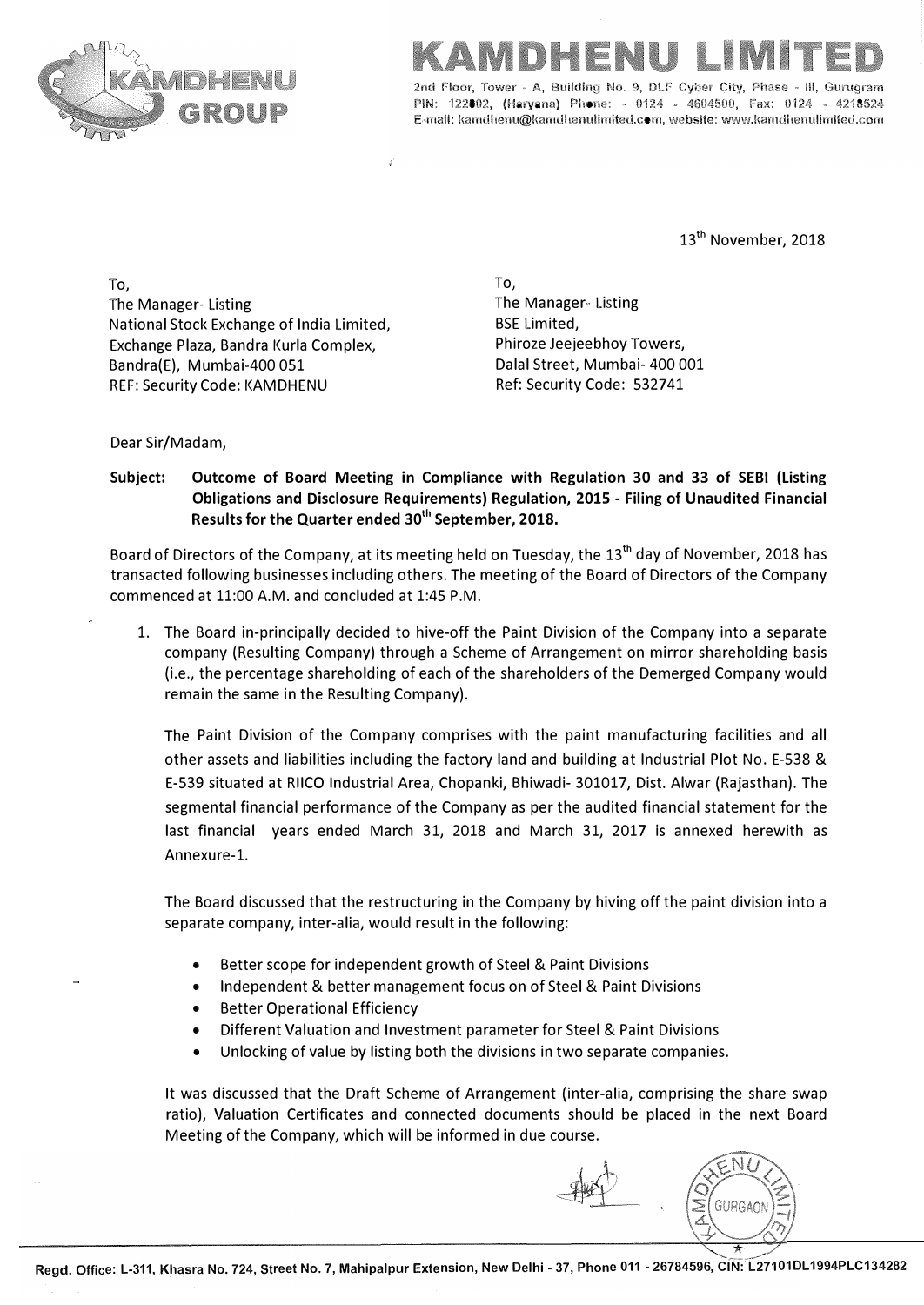# KAMDHENU LIMITED

2nd Floor, Tower - A, Building No. 9, DLF Cyber City, Phase - III, Gurugram
PIN: 122002, (Haryana) Phone: - 0124 - 4604500, Fax: 0124 - 4218524
E-mail: kamdhenu@kamdhenulimited.com, website: www.kamdhenulimited.com

13th November, 2018

To,
The Manager- Listing
National Stock Exchange of India Limited,
Exchange Plaza, Bandra Kurla Complex,
Bandra(E), Mumbai-400 051
REF: Security Code: KAMDHENU

To,
The Manager- Listing
BSE Limited,
Phiroze Jeejeebhoy Towers,
Dalal Street, Mumbai- 400 001
Ref: Security Code: 532741

Dear Sir/Madam,

**Subject: Outcome of Board Meeting in Compliance with Regulation 30 and 33 of SEBI (Listing Obligations and Disclosure Requirements) Regulation, 2015 - Filing of Unaudited Financial Results for the Quarter ended 30th September, 2018.**

Board of Directors of the Company, at its meeting held on Tuesday, the 13th day of November, 2018 has transacted following businesses including others. The meeting of the Board of Directors of the Company commenced at 11:00 A.M. and concluded at 1:45 P.M.

1. The Board in-principally decided to hive-off the Paint Division of the Company into a separate company (Resulting Company) through a Scheme of Arrangement on mirror shareholding basis (i.e., the percentage shareholding of each of the shareholders of the Demerged Company would remain the same in the Resulting Company).

   The Paint Division of the Company comprises with the paint manufacturing facilities and all other assets and liabilities including the factory land and building at Industrial Plot No. E-538 & E-539 situated at RIICO Industrial Area, Chopanki, Bhiwadi- 301017, Dist. Alwar (Rajasthan). The segmental financial performance of the Company as per the audited financial statement for the last financial years ended March 31, 2018 and March 31, 2017 is annexed herewith as Annexure-1.

   The Board discussed that the restructuring in the Company by hiving off the paint division into a separate company, inter-alia, would result in the following:

   - Better scope for independent growth of Steel & Paint Divisions
   - Independent & better management focus on of Steel & Paint Divisions
   - Better Operational Efficiency
   - Different Valuation and Investment parameter for Steel & Paint Divisions
   - Unlocking of value by listing both the divisions in two separate companies.

   It was discussed that the Draft Scheme of Arrangement (inter-alia, comprising the share swap ratio), Valuation Certificates and connected documents should be placed in the next Board Meeting of the Company, which will be informed in due course.

Regd. Office: L-311, Khasra No. 724, Street No. 7, Mahipalpur Extension, New Delhi - 37, Phone 011 - 26784596, CIN: L27101DL1994PLC134282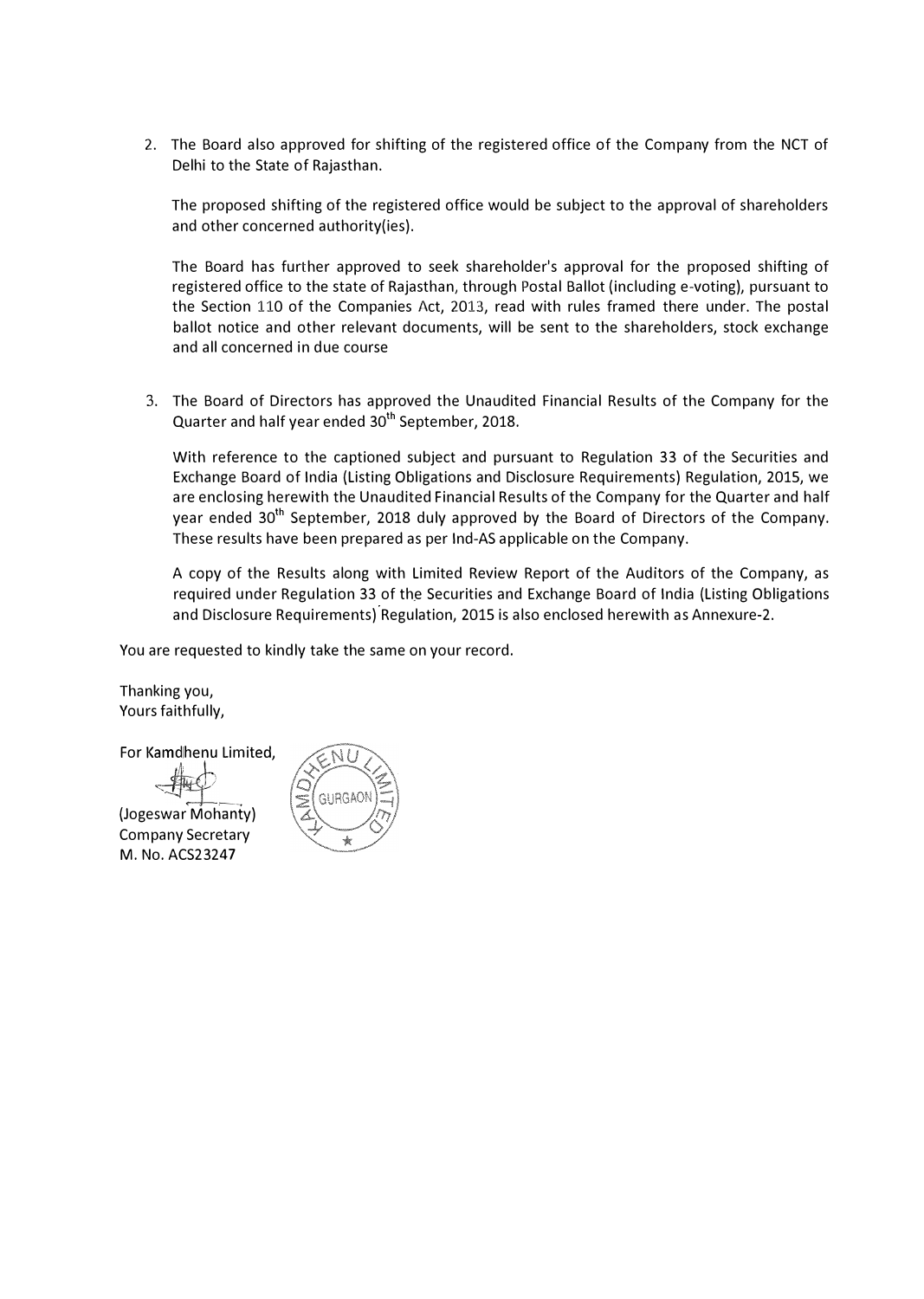2. The Board also approved for shifting of the registered office of the Company from the NCT of Delhi to the State of Rajasthan.

   The proposed shifting of the registered office would be subject to the approval of shareholders and other concerned authority(ies).

   The Board has further approved to seek shareholder's approval for the proposed shifting of registered office to the state of Rajasthan, through Postal Ballot (including e-voting), pursuant to the Section 110 of the Companies Act, 2013, read with rules framed there under. The postal ballot notice and other relevant documents, will be sent to the shareholders, stock exchange and all concerned in due course

3. The Board of Directors has approved the Unaudited Financial Results of the Company for the Quarter and half year ended 30th September, 2018.

   With reference to the captioned subject and pursuant to Regulation 33 of the Securities and Exchange Board of India (Listing Obligations and Disclosure Requirements) Regulation, 2015, we are enclosing herewith the Unaudited Financial Results of the Company for the Quarter and half year ended 30th September, 2018 duly approved by the Board of Directors of the Company. These results have been prepared as per Ind-AS applicable on the Company.

   A copy of the Results along with Limited Review Report of the Auditors of the Company, as required under Regulation 33 of the Securities and Exchange Board of India (Listing Obligations and Disclosure Requirements) Regulation, 2015 is also enclosed herewith as Annexure-2.

You are requested to kindly take the same on your record.

Thanking you,
Yours faithfully,

For Kamdhenu Limited,

(Jogeswar Mohanty)
Company Secretary
M. No. ACS23247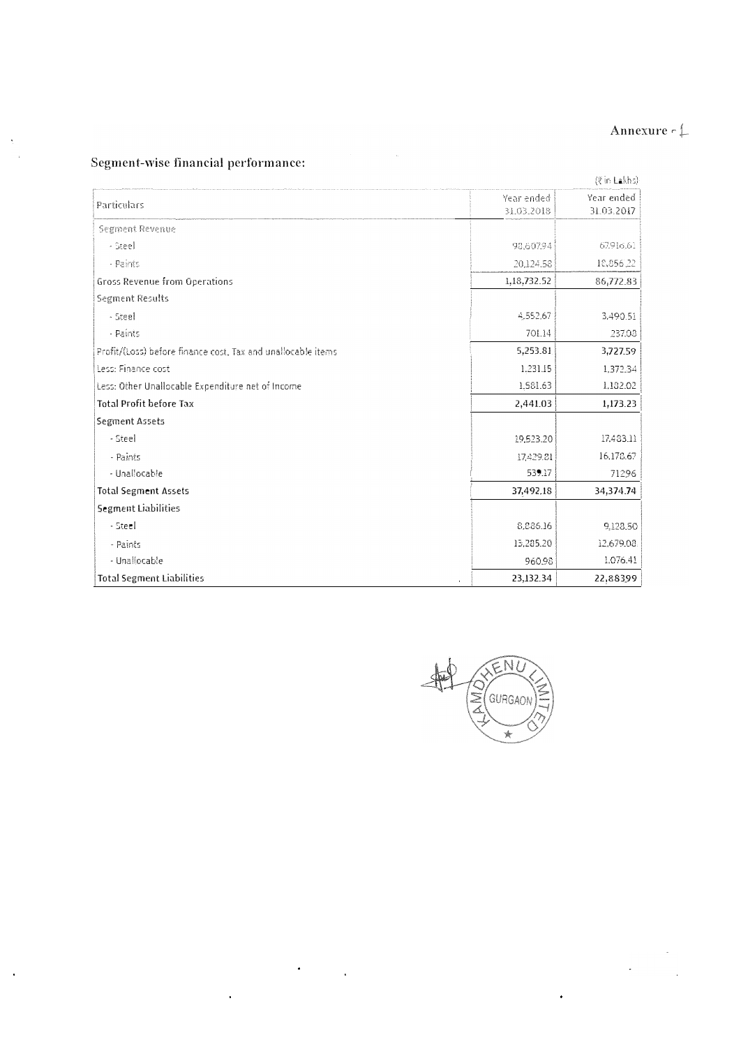Annexure - I

## Segment-wise financial performance:

(₹ in Lakhs)

| Particulars | Year ended 31.03.2018 | Year ended 31.03.2017 |
|---|---|---|
| Segment Revenue | | |
| - Steel | 98,607.94 | 67,916.61 |
| - Paints | 20,124.58 | 18,856.22 |
| Gross Revenue from Operations | 1,18,732.52 | 86,772.83 |
| Segment Results | | |
| - Steel | 4,552.67 | 3,490.51 |
| - Paints | 701.14 | 237.08 |
| Profit/(Loss) before finance cost, Tax and unallocable items | 5,253.81 | 3,727.59 |
| Less: Finance cost | 1,231.15 | 1,372.34 |
| Less: Other Unallocable Expenditure net of Income | 1,581.63 | 1,182.02 |
| **Total Profit before Tax** | 2,441.03 | 1,173.23 |
| Segment Assets | | |
| - Steel | 19,523.20 | 17,483.11 |
| - Paints | 17,429.81 | 16,178.67 |
| - Unallocable | 539.17 | 71296 |
| **Total Segment Assets** | 37,492.18 | 34,374.74 |
| Segment Liabilities | | |
| - Steel | 8,886.16 | 9,128.50 |
| - Paints | 13,285.20 | 12,679.08 |
| - Unallocable | 960.98 | 1,076.41 |
| **Total Segment Liabilities** | 23,132.34 | 22,88399 |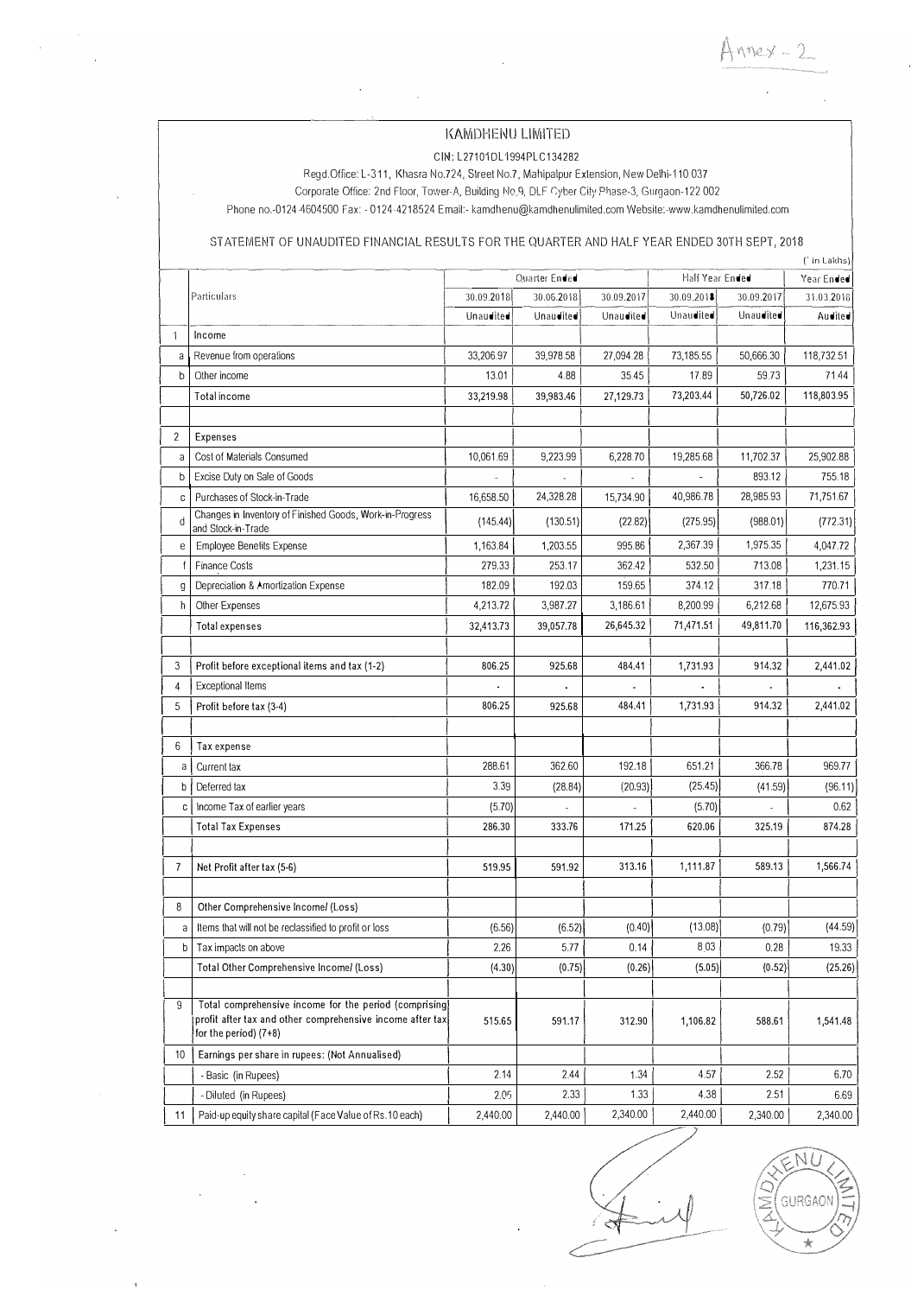Annex - 2

# KAMDHENU LIMITED

CIN: L27101DL1994PLC134282

Regd.Office: L-311, Khasra No.724, Street No.7, Mahipalpur Extension, New Delhi-110 037

Corporate Office: 2nd Floor, Tower-A, Building No.9, DLF Cyber City Phase-3, Gurgaon-122 002

Phone no.-0124-4604500 Fax: - 0124-4218524 Email:- kamdhenu@kamdhenulimited.com Website:-www.kamdhenulimited.com

## STATEMENT OF UNAUDITED FINANCIAL RESULTS FOR THE QUARTER AND HALF YEAR ENDED 30TH SEPT, 2018

(` in Lakhs)

| | Particulars | Quarter Ended | | | Half Year Ended | | Year Ended |
|---|---|---|---|---|---|---|---|
| | | 30.09.2018 | 30.06.2018 | 30.09.2017 | 30.09.2018 | 30.09.2017 | 31.03.2018 |
| | | Unaudited | Unaudited | Unaudited | Unaudited | Unaudited | Audited |
| 1 | Income | | | | | | |
| a | Revenue from operations | 33,206.97 | 39,978.58 | 27,094.28 | 73,185.55 | 50,666.30 | 118,732.51 |
| b | Other income | 13.01 | 4.88 | 35.45 | 17.89 | 59.73 | 71.44 |
| | Total income | 33,219.98 | 39,983.46 | 27,129.73 | 73,203.44 | 50,726.02 | 118,803.95 |
| 2 | Expenses | | | | | | |
| a | Cost of Materials Consumed | 10,061.69 | 9,223.99 | 6,228.70 | 19,285.68 | 11,702.37 | 25,902.88 |
| b | Excise Duty on Sale of Goods | - | - | - | - | 893.12 | 755.18 |
| c | Purchases of Stock-in-Trade | 16,658.50 | 24,328.28 | 15,734.90 | 40,986.78 | 28,985.93 | 71,751.67 |
| d | Changes in Inventory of Finished Goods, Work-in-Progress and Stock-in-Trade | (145.44) | (130.51) | (22.82) | (275.95) | (988.01) | (772.31) |
| e | Employee Benefits Expense | 1,163.84 | 1,203.55 | 995.86 | 2,367.39 | 1,975.35 | 4,047.72 |
| f | Finance Costs | 279.33 | 253.17 | 362.42 | 532.50 | 713.08 | 1,231.15 |
| g | Depreciation & Amortization Expense | 182.09 | 192.03 | 159.65 | 374.12 | 317.18 | 770.71 |
| h | Other Expenses | 4,213.72 | 3,987.27 | 3,186.61 | 8,200.99 | 6,212.68 | 12,675.93 |
| | Total expenses | 32,413.73 | 39,057.78 | 26,645.32 | 71,471.51 | 49,811.70 | 116,362.93 |
| 3 | Profit before exceptional items and tax (1-2) | 806.25 | 925.68 | 484.41 | 1,731.93 | 914.32 | 2,441.02 |
| 4 | Exceptional Items | - | - | - | - | - | - |
| 5 | Profit before tax (3-4) | 806.25 | 925.68 | 484.41 | 1,731.93 | 914.32 | 2,441.02 |
| 6 | Tax expense | | | | | | |
| a | Current tax | 288.61 | 362.60 | 192.18 | 651.21 | 366.78 | 969.77 |
| b | Deferred tax | 3.39 | (28.84) | (20.93) | (25.45) | (41.59) | (96.11) |
| c | Income Tax of earlier years | (5.70) | - | - | (5.70) | - | 0.62 |
| | Total Tax Expenses | 286.30 | 333.76 | 171.25 | 620.06 | 325.19 | 874.28 |
| 7 | Net Profit after tax (5-6) | 519.95 | 591.92 | 313.16 | 1,111.87 | 589.13 | 1,566.74 |
| 8 | Other Comprehensive Income/ (Loss) | | | | | | |
| a | Items that will not be reclassified to profit or loss | (6.56) | (6.52) | (0.40) | (13.08) | (0.79) | (44.59) |
| b | Tax impacts on above | 2.26 | 5.77 | 0.14 | 8.03 | 0.28 | 19.33 |
| | Total Other Comprehensive Income/ (Loss) | (4.30) | (0.75) | (0.26) | (5.05) | (0.52) | (25.26) |
| 9 | Total comprehensive income for the period (comprising profit after tax and other comprehensive income after tax for the period) (7+8) | 515.65 | 591.17 | 312.90 | 1,106.82 | 588.61 | 1,541.48 |
| 10 | Earnings per share in rupees: (Not Annualised) | | | | | | |
| | - Basic (in Rupees) | 2.14 | 2.44 | 1.34 | 4.57 | 2.52 | 6.70 |
| | - Diluted (in Rupees) | 2.05 | 2.33 | 1.33 | 4.38 | 2.51 | 6.69 |
| 11 | Paid-up equity share capital (Face Value of Rs.10 each) | 2,440.00 | 2,440.00 | 2,340.00 | 2,440.00 | 2,340.00 | 2,340.00 |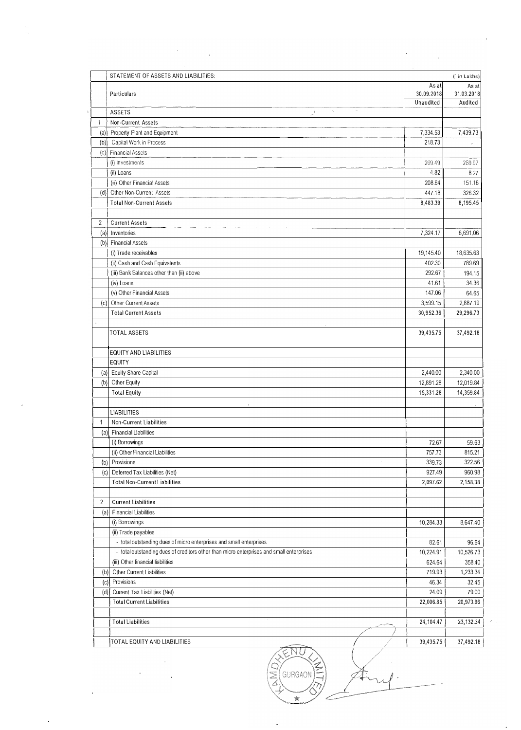| | STATEMENT OF ASSETS AND LIABILITIES: | | (` in Lakhs) |
|---|---|---|---|
| | Particulars | As at 30.09.2018 | As at 31.03.2018 |
| | | Unaudited | Audited |
| | ASSETS | | |
| 1 | Non-Current Assets | | |
| (a) | Property Plant and Equipment | 7,334.53 | 7,439.73 |
| (b) | Capital Work in Process | 218.73 | - |
| (c) | Financial Assets | | |
| | (i) Investments | 269.49 | 269.97 |
| | (ii) Loans | 4.82 | 8.27 |
| | (iii) Other Financial Assets | 208.64 | 151.16 |
| (d) | Other Non-Current Assets | 447.18 | 326.32 |
| | Total Non-Current Assets | 8,483.39 | 8,195.45 |
| | | | |
| 2 | Current Assets | | |
| (a) | Inventories | 7,324.17 | 6,691.06 |
| (b) | Financial Assets | | |
| | (i) Trade receivables | 19,145.40 | 18,635.63 |
| | (ii) Cash and Cash Equivalents | 402.30 | 789.69 |
| | (iii) Bank Balances other than (ii) above | 292.67 | 194.15 |
| | (iv) Loans | 41.61 | 34.36 |
| | (v) Other Financial Assets | 147.06 | 64.65 |
| (c) | Other Current Assets | 3,599.15 | 2,887.19 |
| | Total Current Assets | 30,952.36 | 29,296.73 |
| | | | |
| | TOTAL ASSETS | 39,435.75 | 37,492.18 |
| | | | |
| | EQUITY AND LIABILITIES | | |
| | EQUITY | | |
| (a) | Equity Share Capital | 2,440.00 | 2,340.00 |
| (b) | Other Equity | 12,891.28 | 12,019.84 |
| | Total Equity | 15,331.28 | 14,359.84 |
| | | | |
| | LIABILITIES | | |
| 1 | Non-Current Liabilities | | |
| (a) | Financial Liabilities | | |
| | (i) Borrowings | 72.67 | 59.63 |
| | (ii) Other Financial Liabilities | 757.73 | 815.21 |
| (b) | Provisions | 339.73 | 322.56 |
| (c) | Deferred Tax Liabilities (Net) | 927.49 | 960.98 |
| | Total Non-Current Liabilities | 2,097.62 | 2,158.38 |
| | | | |
| 2 | Current Liabilities | | |
| (a) | Financial Liabilities | | |
| | (i) Borrowings | 10,284.33 | 8,647.40 |
| | (ii) Trade payables | | |
| | - total outstanding dues of micro enterprises and small enterprises | 82.61 | 96.64 |
| | - total outstanding dues of creditors other than micro enterprises and small enterprises | 10,224.91 | 10,526.73 |
| | (iii) Other financial liabilities | 624.64 | 358.40 |
| (b) | Other Current Liabilities | 719.93 | 1,233.34 |
| (c) | Provisions | 46.34 | 32.45 |
| (d) | Current Tax Liabilities (Net) | 24.09 | 79.00 |
| | Total Current Liabilities | 22,006.85 | 20,973.96 |
| | | | |
| | Total Liabilities | 24,104.47 | 23,132.34 |
| | | | |
| | TOTAL EQUITY AND LIABILITIES | 39,435.75 | 37,492.18 |

KAMDHENU LIMITED GURGAON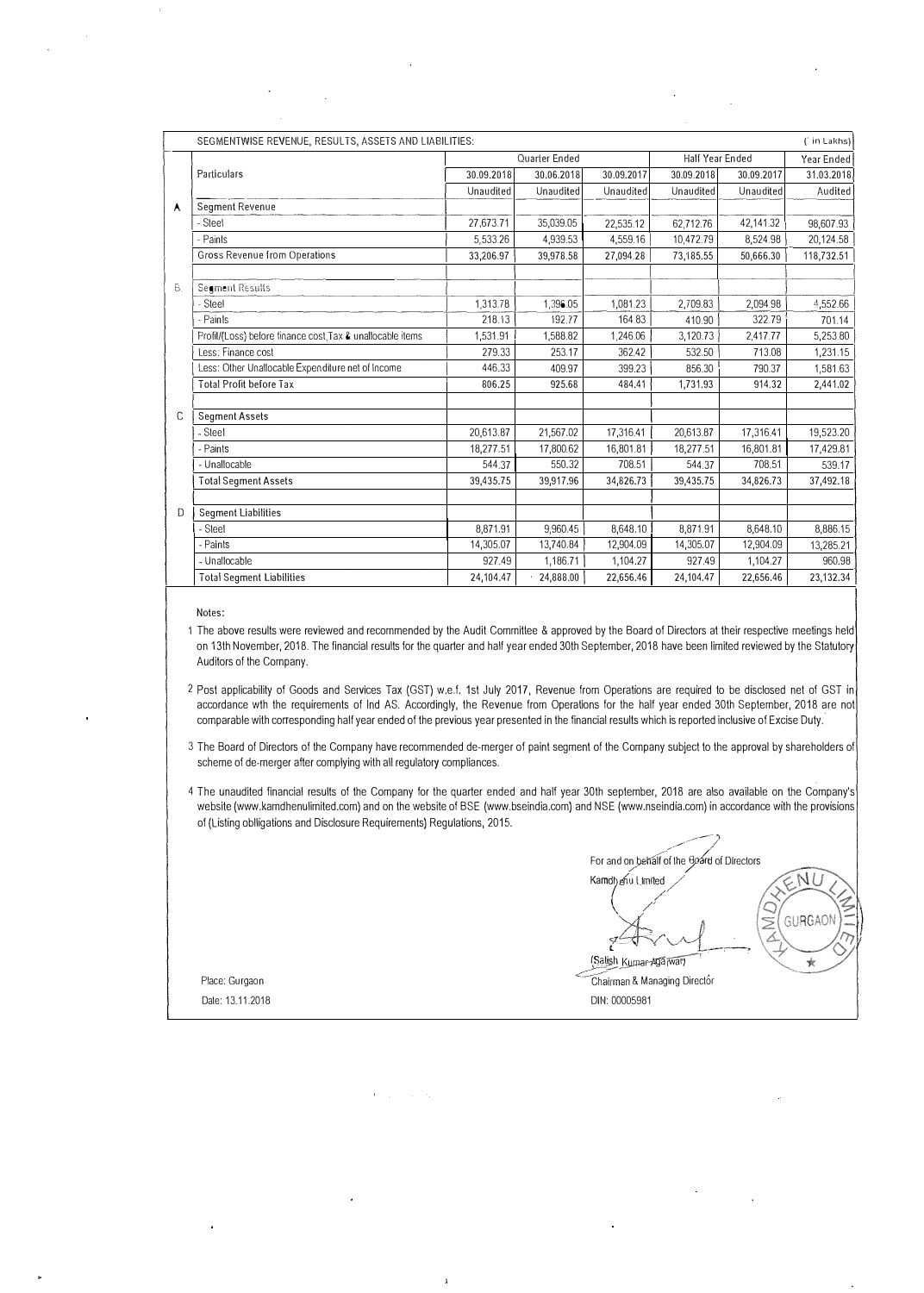SEGMENTWISE REVENUE, RESULTS, ASSETS AND LIABILITIES: (` in Lakhs)

| | Particulars | Quarter Ended | | | Half Year Ended | | Year Ended |
|---|---|---|---|---|---|---|---|
| | | 30.09.2018 | 30.06.2018 | 30.09.2017 | 30.09.2018 | 30.09.2017 | 31.03.2018 |
| | | Unaudited | Unaudited | Unaudited | Unaudited | Unaudited | Audited |
| A | Segment Revenue | | | | | | |
| | - Steel | 27,673.71 | 35,039.05 | 22,535.12 | 62,712.76 | 42,141.32 | 98,607.93 |
| | - Paints | 5,533.26 | 4,939.53 | 4,559.16 | 10,472.79 | 8,524.98 | 20,124.58 |
| | Gross Revenue from Operations | 33,206.97 | 39,978.58 | 27,094.28 | 73,185.55 | 50,666.30 | 118,732.51 |
| B. | Segment Results | | | | | | |
| | - Steel | 1,313.78 | 1,396.05 | 1,081.23 | 2,709.83 | 2,094.98 | 4,552.66 |
| | - Paints | 218.13 | 192.77 | 164.83 | 410.90 | 322.79 | 701.14 |
| | Profit/(Loss) before finance cost,Tax & unallocable items | 1,531.91 | 1,588.82 | 1,246.06 | 3,120.73 | 2,417.77 | 5,253.80 |
| | Less: Finance cost | 279.33 | 253.17 | 362.42 | 532.50 | 713.08 | 1,231.15 |
| | Less: Other Unallocable Expenditure net of Income | 446.33 | 409.97 | 399.23 | 856.30 | 790.37 | 1,581.63 |
| | Total Profit before Tax | 806.25 | 925.68 | 484.41 | 1,731.93 | 914.32 | 2,441.02 |
| C | Segment Assets | | | | | | |
| | - Steel | 20,613.87 | 21,567.02 | 17,316.41 | 20,613.87 | 17,316.41 | 19,523.20 |
| | - Paints | 18,277.51 | 17,800.62 | 16,801.81 | 18,277.51 | 16,801.81 | 17,429.81 |
| | - Unallocable | 544.37 | 550.32 | 708.51 | 544.37 | 708.51 | 539.17 |
| | Total Segment Assets | 39,435.75 | 39,917.96 | 34,826.73 | 39,435.75 | 34,826.73 | 37,492.18 |
| D | Segment Liabilities | | | | | | |
| | - Steel | 8,871.91 | 9,960.45 | 8,648.10 | 8,871.91 | 8,648.10 | 8,886.15 |
| | - Paints | 14,305.07 | 13,740.84 | 12,904.09 | 14,305.07 | 12,904.09 | 13,285.21 |
| | - Unallocable | 927.49 | 1,186.71 | 1,104.27 | 927.49 | 1,104.27 | 960.98 |
| | Total Segment Liabilities | 24,104.47 | 24,888.00 | 22,656.46 | 24,104.47 | 22,656.46 | 23,132.34 |

Notes:

1. The above results were reviewed and recommended by the Audit Committee & approved by the Board of Directors at their respective meetings held on 13th November, 2018. The financial results for the quarter and half year ended 30th September, 2018 have been limited reviewed by the Statutory Auditors of the Company.
2. Post applicability of Goods and Services Tax (GST) w.e.f. 1st July 2017, Revenue from Operations are required to be disclosed net of GST in accordance wth the requirements of Ind AS. Accordingly, the Revenue from Operations for the half year ended 30th September, 2018 are not comparable with corresponding half year ended of the previous year presented in the financial results which is reported inclusive of Excise Duty.
3. The Board of Directors of the Company have recommended de-merger of paint segment of the Company subject to the approval by shareholders of scheme of de-merger after complying with all regulatory compliances.
4. The unaudited financial results of the Company for the quarter ended and half year 30th september, 2018 are also available on the Company's website (www.kamdhenulimited.com) and on the website of BSE (www.bseindia.com) and NSE (www.nseindia.com) in accordance with the provisions of (Listing oblligations and Disclosure Requirements) Regulations, 2015.

For and on behalf of the Board of Directors
Kamdhenu Limited

(Satish Kumar Agarwal)
Chairman & Managing Director
DIN: 00005981

Place: Gurgaon
Date: 13.11.2018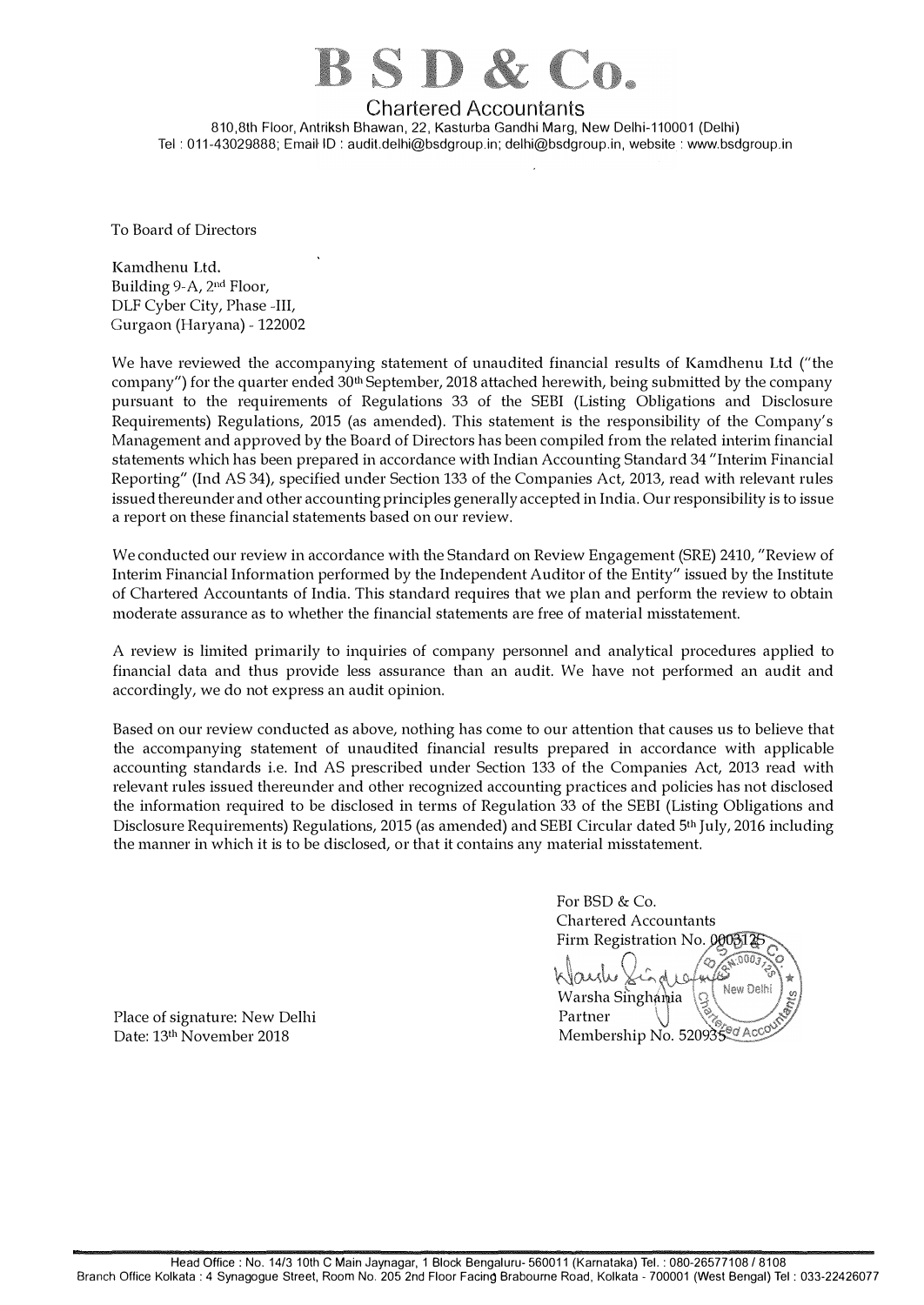# B S D & Co.

Chartered Accountants

810,8th Floor, Antriksh Bhawan, 22, Kasturba Gandhi Marg, New Delhi-110001 (Delhi)
Tel : 011-43029888; Email ID : audit.delhi@bsdgroup.in; delhi@bsdgroup.in, website : www.bsdgroup.in

To Board of Directors

Kamdhenu Ltd.
Building 9-A, 2nd Floor,
DLF Cyber City, Phase -III,
Gurgaon (Haryana) - 122002

We have reviewed the accompanying statement of unaudited financial results of Kamdhenu Ltd ("the company") for the quarter ended 30th September, 2018 attached herewith, being submitted by the company pursuant to the requirements of Regulations 33 of the SEBI (Listing Obligations and Disclosure Requirements) Regulations, 2015 (as amended). This statement is the responsibility of the Company's Management and approved by the Board of Directors has been compiled from the related interim financial statements which has been prepared in accordance with Indian Accounting Standard 34 "Interim Financial Reporting" (Ind AS 34), specified under Section 133 of the Companies Act, 2013, read with relevant rules issued thereunder and other accounting principles generally accepted in India. Our responsibility is to issue a report on these financial statements based on our review.

We conducted our review in accordance with the Standard on Review Engagement (SRE) 2410, "Review of Interim Financial Information performed by the Independent Auditor of the Entity" issued by the Institute of Chartered Accountants of India. This standard requires that we plan and perform the review to obtain moderate assurance as to whether the financial statements are free of material misstatement.

A review is limited primarily to inquiries of company personnel and analytical procedures applied to financial data and thus provide less assurance than an audit. We have not performed an audit and accordingly, we do not express an audit opinion.

Based on our review conducted as above, nothing has come to our attention that causes us to believe that the accompanying statement of unaudited financial results prepared in accordance with applicable accounting standards i.e. Ind AS prescribed under Section 133 of the Companies Act, 2013 read with relevant rules issued thereunder and other recognized accounting practices and policies has not disclosed the information required to be disclosed in terms of Regulation 33 of the SEBI (Listing Obligations and Disclosure Requirements) Regulations, 2015 (as amended) and SEBI Circular dated 5th July, 2016 including the manner in which it is to be disclosed, or that it contains any material misstatement.

Place of signature: New Delhi
Date: 13th November 2018

For BSD & Co.
Chartered Accountants
Firm Registration No. 000312S

Warsha Singhania
Partner
Membership No. 520935

Head Office : No. 14/3 10th C Main Jaynagar, 1 Block Bengaluru- 560011 (Karnataka) Tel. : 080-26577108 / 8108
Branch Office Kolkata : 4 Synagogue Street, Room No. 205 2nd Floor Facing Brabourne Road, Kolkata - 700001 (West Bengal) Tel : 033-22426077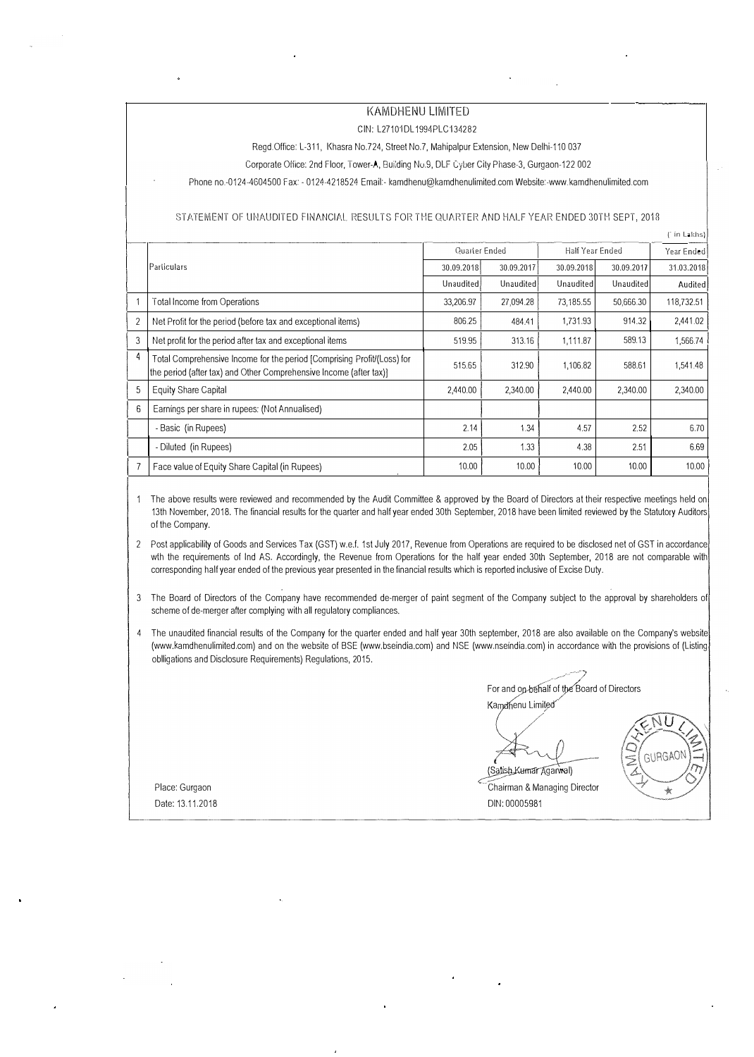# KAMDHENU LIMITED

CIN: L27101DL1994PLC134282

Regd.Office: L-311, Khasra No.724, Street No.7, Mahipalpur Extension, New Delhi-110 037

Corporate Office: 2nd Floor, Tower-A, Building No.9, DLF Cyber City Phase-3, Gurgaon-122 002

Phone no.-0124-4604500 Fax: - 0124-4218524 Email:- kamdhenu@kamdhenulimited.com Website:-www.kamdhenulimited.com

## STATEMENT OF UNAUDITED FINANCIAL RESULTS FOR THE QUARTER AND HALF YEAR ENDED 30TH SEPT, 2018

(` in Lakhs)

| | Particulars | Quarter Ended | | Half Year Ended | | Year Ended |
|---|---|---|---|---|---|---|
| | | 30.09.2018 | 30.09.2017 | 30.09.2018 | 30.09.2017 | 31.03.2018 |
| | | Unaudited | Unaudited | Unaudited | Unaudited | Audited |
| 1 | Total Income from Operations | 33,206.97 | 27,094.28 | 73,185.55 | 50,666.30 | 118,732.51 |
| 2 | Net Profit for the period (before tax and exceptional items) | 806.25 | 484.41 | 1,731.93 | 914.32 | 2,441.02 |
| 3 | Net profit for the period after tax and exceptional items | 519.95 | 313.16 | 1,111.87 | 589.13 | 1,566.74 |
| 4 | Total Comprehensive Income for the period [Comprising Profit/(Loss) for the period (after tax) and Other Comprehensive Income (after tax)] | 515.65 | 312.90 | 1,106.82 | 588.61 | 1,541.48 |
| 5 | Equity Share Capital | 2,440.00 | 2,340.00 | 2,440.00 | 2,340.00 | 2,340.00 |
| 6 | Earnings per share in rupees: (Not Annualised) | | | | | |
| | - Basic (in Rupees) | 2.14 | 1.34 | 4.57 | 2.52 | 6.70 |
| | - Diluted (in Rupees) | 2.05 | 1.33 | 4.38 | 2.51 | 6.69 |
| 7 | Face value of Equity Share Capital (in Rupees) | 10.00 | 10.00 | 10.00 | 10.00 | 10.00 |

1. The above results were reviewed and recommended by the Audit Committee & approved by the Board of Directors at their respective meetings held on 13th November, 2018. The financial results for the quarter and half year ended 30th September, 2018 have been limited reviewed by the Statutory Auditors of the Company.

2. Post applicability of Goods and Services Tax (GST) w.e.f. 1st July 2017, Revenue from Operations are required to be disclosed net of GST in accordance wth the requirements of Ind AS. Accordingly, the Revenue from Operations for the half year ended 30th September, 2018 are not comparable with corresponding half year ended of the previous year presented in the financial results which is reported inclusive of Excise Duty.

3. The Board of Directors of the Company have recommended de-merger of paint segment of the Company subject to the approval by shareholders of scheme of de-merger after complying with all regulatory compliances.

4. The unaudited financial results of the Company for the quarter ended and half year 30th september, 2018 are also available on the Company's website (www.kamdhenulimited.com) and on the website of BSE (www.bseindia.com) and NSE (www.nseindia.com) in accordance with the provisions of (Listing obligations and Disclosure Requirements) Regulations, 2015.

For and on behalf of the Board of Directors
Kamdhenu Limited

(Satish Kumar Agarwal)
Chairman & Managing Director
DIN: 00005981

Place: Gurgaon
Date: 13.11.2018